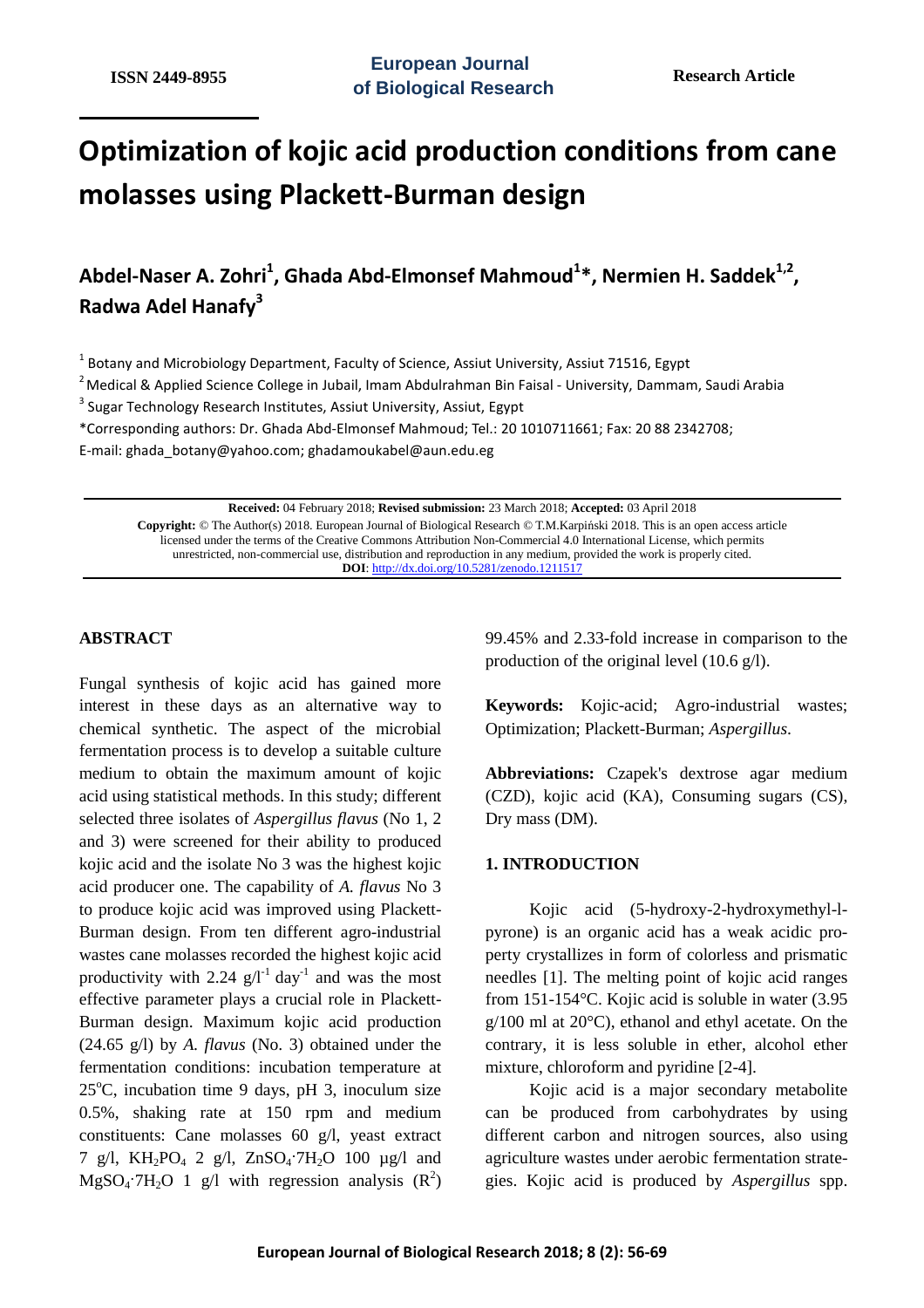ISSN 2449-8955 | European Journal of Biological Research | Research Article

# Optimization of kojic acid production conditions from cane molasses using Plackett-Burman design

## Abdel-Naser A. Zohri[1], Ghada Abd-Elmonsef Mahmoud[1]*, Nermien H. Saddek[1,2], Radwa Adel Hanafy[3]

[1] Botany and Microbiology Department, Faculty of Science, Assiut University, Assiut 71516, Egypt

[2] Medical & Applied Science College in Jubail, Imam Abdulrahman Bin Faisal - University, Dammam, Saudi Arabia

[3] Sugar Technology Research Institutes, Assiut University, Assiut, Egypt

*Corresponding authors: Dr. Ghada Abd-Elmonsef Mahmoud; Tel.: 20 1010711661; Fax: 20 88 2342708;
E-mail: ghada_botany@yahoo.com; ghadamoukabel@aun.edu.eg

**Received:** 04 February 2018; **Revised submission:** 23 March 2018; **Accepted:** 03 April 2018

**Copyright:** © The Author(s) 2018. European Journal of Biological Research © T.M.Karpiński 2018. This is an open access article licensed under the terms of the Creative Commons Attribution Non-Commercial 4.0 International License, which permits unrestricted, non-commercial use, distribution and reproduction in any medium, provided the work is properly cited.
**DOI**: http://dx.doi.org/10.5281/zenodo.1211517

## ABSTRACT

Fungal synthesis of kojic acid has gained more interest in these days as an alternative way to chemical synthetic. The aspect of the microbial fermentation process is to develop a suitable culture medium to obtain the maximum amount of kojic acid using statistical methods. In this study; different selected three isolates of *Aspergillus flavus* (No 1, 2 and 3) were screened for their ability to produced kojic acid and the isolate No 3 was the highest kojic acid producer one. The capability of *A. flavus* No 3 to produce kojic acid was improved using Plackett-Burman design. From ten different agro-industrial wastes cane molasses recorded the highest kojic acid productivity with 2.24 $g/l^{-1}$ $day^{-1}$ and was the most effective parameter plays a crucial role in Plackett-Burman design. Maximum kojic acid production (24.65 g/l) by *A. flavus* (No. 3) obtained under the fermentation conditions: incubation temperature at 25°C, incubation time 9 days, pH 3, inoculum size 0.5%, shaking rate at 150 rpm and medium constituents: Cane molasses 60 g/l, yeast extract 7 g/l, $KH_2PO_4$ 2 g/l, $ZnSO_4{\cdot}7H_2O$ 100 µg/l and $MgSO_4{\cdot}7H_2O$ 1 g/l with regression analysis ($R^2$) 99.45% and 2.33-fold increase in comparison to the production of the original level (10.6 g/l).

**Keywords:** Kojic-acid; Agro-industrial wastes; Optimization; Plackett-Burman; *Aspergillus*.

**Abbreviations:** Czapek's dextrose agar medium (CZD), kojic acid (KA), Consuming sugars (CS), Dry mass (DM).

## 1. INTRODUCTION

Kojic acid (5-hydroxy-2-hydroxymethyl-l-pyrone) is an organic acid has a weak acidic property crystallizes in form of colorless and prismatic needles [1]. The melting point of kojic acid ranges from 151-154°C. Kojic acid is soluble in water (3.95 g/100 ml at 20°C), ethanol and ethyl acetate. On the contrary, it is less soluble in ether, alcohol ether mixture, chloroform and pyridine [2-4].

Kojic acid is a major secondary metabolite can be produced from carbohydrates by using different carbon and nitrogen sources, also using agriculture wastes under aerobic fermentation strategies. Kojic acid is produced by *Aspergillus* spp.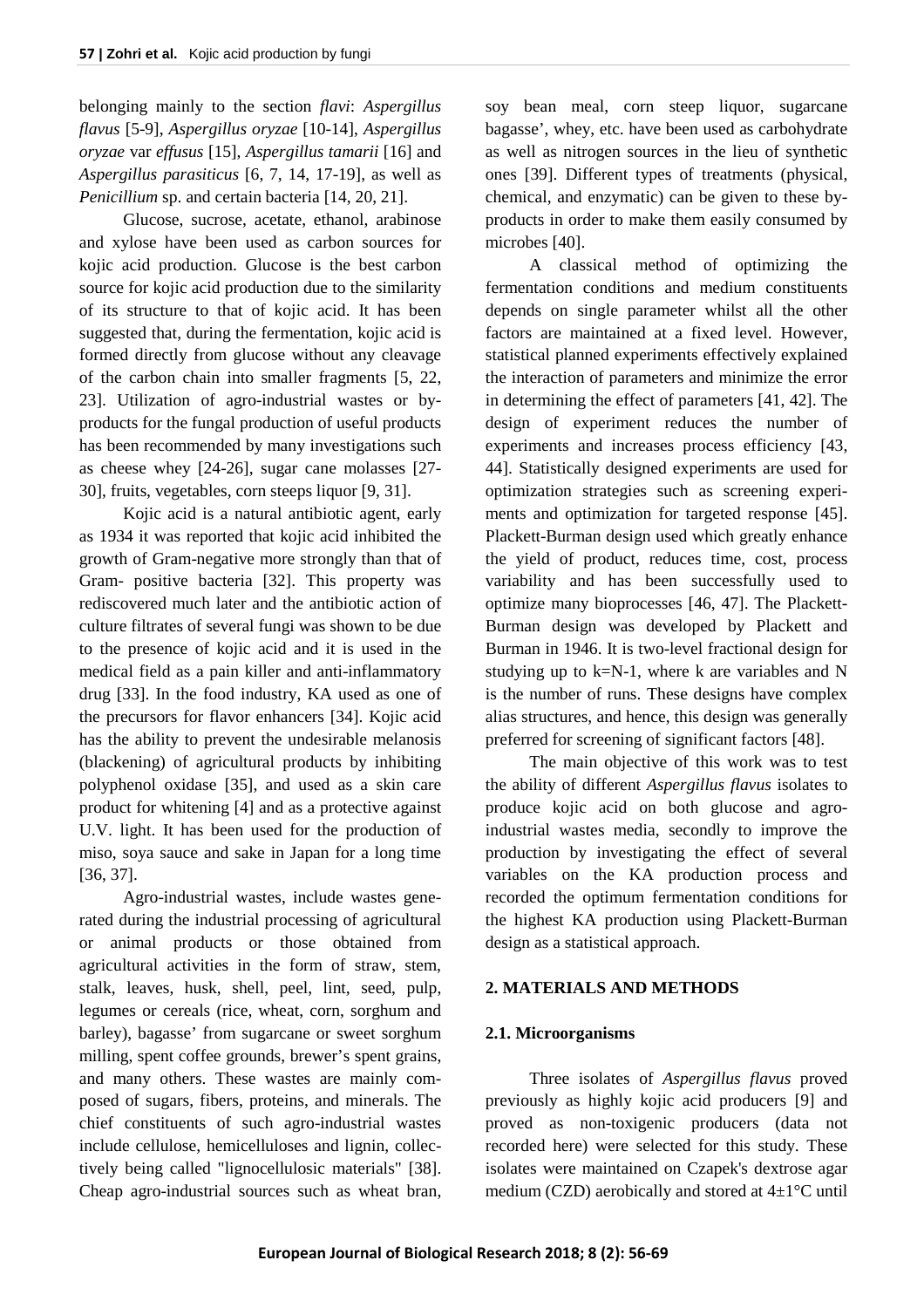belonging mainly to the section *flavi*: *Aspergillus flavus* [5-9], *Aspergillus oryzae* [10-14], *Aspergillus oryzae* var *effusus* [15], *Aspergillus tamarii* [16] and *Aspergillus parasiticus* [6, 7, 14, 17-19], as well as *Penicillium* sp. and certain bacteria [14, 20, 21].

Glucose, sucrose, acetate, ethanol, arabinose and xylose have been used as carbon sources for kojic acid production. Glucose is the best carbon source for kojic acid production due to the similarity of its structure to that of kojic acid. It has been suggested that, during the fermentation, kojic acid is formed directly from glucose without any cleavage of the carbon chain into smaller fragments [5, 22, 23]. Utilization of agro-industrial wastes or by-products for the fungal production of useful products has been recommended by many investigations such as cheese whey [24-26], sugar cane molasses [27-30], fruits, vegetables, corn steeps liquor [9, 31].

Kojic acid is a natural antibiotic agent, early as 1934 it was reported that kojic acid inhibited the growth of Gram-negative more strongly than that of Gram- positive bacteria [32]. This property was rediscovered much later and the antibiotic action of culture filtrates of several fungi was shown to be due to the presence of kojic acid and it is used in the medical field as a pain killer and anti-inflammatory drug [33]. In the food industry, KA used as one of the precursors for flavor enhancers [34]. Kojic acid has the ability to prevent the undesirable melanosis (blackening) of agricultural products by inhibiting polyphenol oxidase [35], and used as a skin care product for whitening [4] and as a protective against U.V. light. It has been used for the production of miso, soya sauce and sake in Japan for a long time [36, 37].

Agro-industrial wastes, include wastes generated during the industrial processing of agricultural or animal products or those obtained from agricultural activities in the form of straw, stem, stalk, leaves, husk, shell, peel, lint, seed, pulp, legumes or cereals (rice, wheat, corn, sorghum and barley), bagasse' from sugarcane or sweet sorghum milling, spent coffee grounds, brewer's spent grains, and many others. These wastes are mainly composed of sugars, fibers, proteins, and minerals. The chief constituents of such agro-industrial wastes include cellulose, hemicelluloses and lignin, collectively being called "lignocellulosic materials" [38]. Cheap agro-industrial sources such as wheat bran, soy bean meal, corn steep liquor, sugarcane bagasse', whey, etc. have been used as carbohydrate as well as nitrogen sources in the lieu of synthetic ones [39]. Different types of treatments (physical, chemical, and enzymatic) can be given to these by-products in order to make them easily consumed by microbes [40].

A classical method of optimizing the fermentation conditions and medium constituents depends on single parameter whilst all the other factors are maintained at a fixed level. However, statistical planned experiments effectively explained the interaction of parameters and minimize the error in determining the effect of parameters [41, 42]. The design of experiment reduces the number of experiments and increases process efficiency [43, 44]. Statistically designed experiments are used for optimization strategies such as screening experiments and optimization for targeted response [45]. Plackett-Burman design used which greatly enhance the yield of product, reduces time, cost, process variability and has been successfully used to optimize many bioprocesses [46, 47]. The Plackett-Burman design was developed by Plackett and Burman in 1946. It is two-level fractional design for studying up to k=N-1, where k are variables and N is the number of runs. These designs have complex alias structures, and hence, this design was generally preferred for screening of significant factors [48].

The main objective of this work was to test the ability of different *Aspergillus flavus* isolates to produce kojic acid on both glucose and agro-industrial wastes media, secondly to improve the production by investigating the effect of several variables on the KA production process and recorded the optimum fermentation conditions for the highest KA production using Plackett-Burman design as a statistical approach.

## 2. MATERIALS AND METHODS

### 2.1. Microorganisms

Three isolates of *Aspergillus flavus* proved previously as highly kojic acid producers [9] and proved as non-toxigenic producers (data not recorded here) were selected for this study. These isolates were maintained on Czapek's dextrose agar medium (CZD) aerobically and stored at 4±1°C until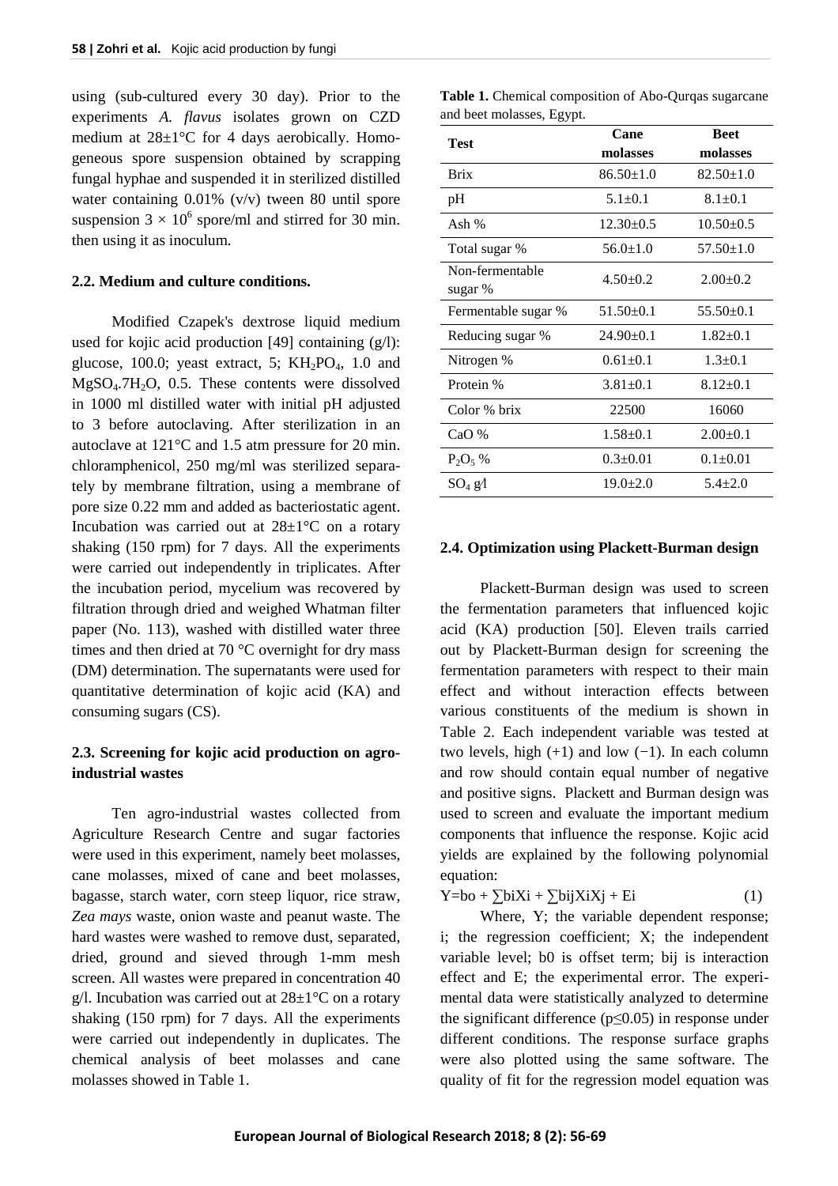using (sub-cultured every 30 day). Prior to the experiments *A. flavus* isolates grown on CZD medium at 28±1°C for 4 days aerobically. Homogeneous spore suspension obtained by scrapping fungal hyphae and suspended it in sterilized distilled water containing 0.01% (v/v) tween 80 until spore suspension $3 \times 10^6$ spore/ml and stirred for 30 min. then using it as inoculum.

### 2.2. Medium and culture conditions.

Modified Czapek's dextrose liquid medium used for kojic acid production [49] containing (g/l): glucose, 100.0; yeast extract, 5; $KH_2PO_4$, 1.0 and $MgSO_4.7H_2O$, 0.5. These contents were dissolved in 1000 ml distilled water with initial pH adjusted to 3 before autoclaving. After sterilization in an autoclave at 121°C and 1.5 atm pressure for 20 min. chloramphenicol, 250 mg/ml was sterilized separately by membrane filtration, using a membrane of pore size 0.22 mm and added as bacteriostatic agent. Incubation was carried out at 28±1°C on a rotary shaking (150 rpm) for 7 days. All the experiments were carried out independently in triplicates. After the incubation period, mycelium was recovered by filtration through dried and weighed Whatman filter paper (No. 113), washed with distilled water three times and then dried at 70 °C overnight for dry mass (DM) determination. The supernatants were used for quantitative determination of kojic acid (KA) and consuming sugars (CS).

### 2.3. Screening for kojic acid production on agro-industrial wastes

Ten agro-industrial wastes collected from Agriculture Research Centre and sugar factories were used in this experiment, namely beet molasses, cane molasses, mixed of cane and beet molasses, bagasse, starch water, corn steep liquor, rice straw, *Zea mays* waste, onion waste and peanut waste. The hard wastes were washed to remove dust, separated, dried, ground and sieved through 1-mm mesh screen. All wastes were prepared in concentration 40 g/l. Incubation was carried out at 28±1°C on a rotary shaking (150 rpm) for 7 days. All the experiments were carried out independently in duplicates. The chemical analysis of beet molasses and cane molasses showed in Table 1.

**Table 1.** Chemical composition of Abo-Qurqas sugarcane and beet molasses, Egypt.

| Test | Cane molasses | Beet molasses |
|---|---|---|
| Brix | 86.50±1.0 | 82.50±1.0 |
| pH | 5.1±0.1 | 8.1±0.1 |
| Ash % | 12.30±0.5 | 10.50±0.5 |
| Total sugar % | 56.0±1.0 | 57.50±1.0 |
| Non-fermentable sugar % | 4.50±0.2 | 2.00±0.2 |
| Fermentable sugar % | 51.50±0.1 | 55.50±0.1 |
| Reducing sugar % | 24.90±0.1 | 1.82±0.1 |
| Nitrogen % | 0.61±0.1 | 1.3±0.1 |
| Protein % | 3.81±0.1 | 8.12±0.1 |
| Color % brix | 22500 | 16060 |
| CaO % | 1.58±0.1 | 2.00±0.1 |
| $P_2O_5$ % | 0.3±0.01 | 0.1±0.01 |
| $SO_4$ g/l | 19.0±2.0 | 5.4±2.0 |

### 2.4. Optimization using Plackett-Burman design

Plackett-Burman design was used to screen the fermentation parameters that influenced kojic acid (KA) production [50]. Eleven trails carried out by Plackett-Burman design for screening the fermentation parameters with respect to their main effect and without interaction effects between various constituents of the medium is shown in Table 2. Each independent variable was tested at two levels, high (+1) and low (−1). In each column and row should contain equal number of negative and positive signs. Plackett and Burman design was used to screen and evaluate the important medium components that influence the response. Kojic acid yields are explained by the following polynomial equation:

$$Y = bo + \sum biXi + \sum bijXiXj + Ei \quad (1)$$

Where, Y; the variable dependent response; i; the regression coefficient; X; the independent variable level; b0 is offset term; bij is interaction effect and E; the experimental error. The experimental data were statistically analyzed to determine the significant difference ($p \leq 0.05$) in response under different conditions. The response surface graphs were also plotted using the same software. The quality of fit for the regression model equation was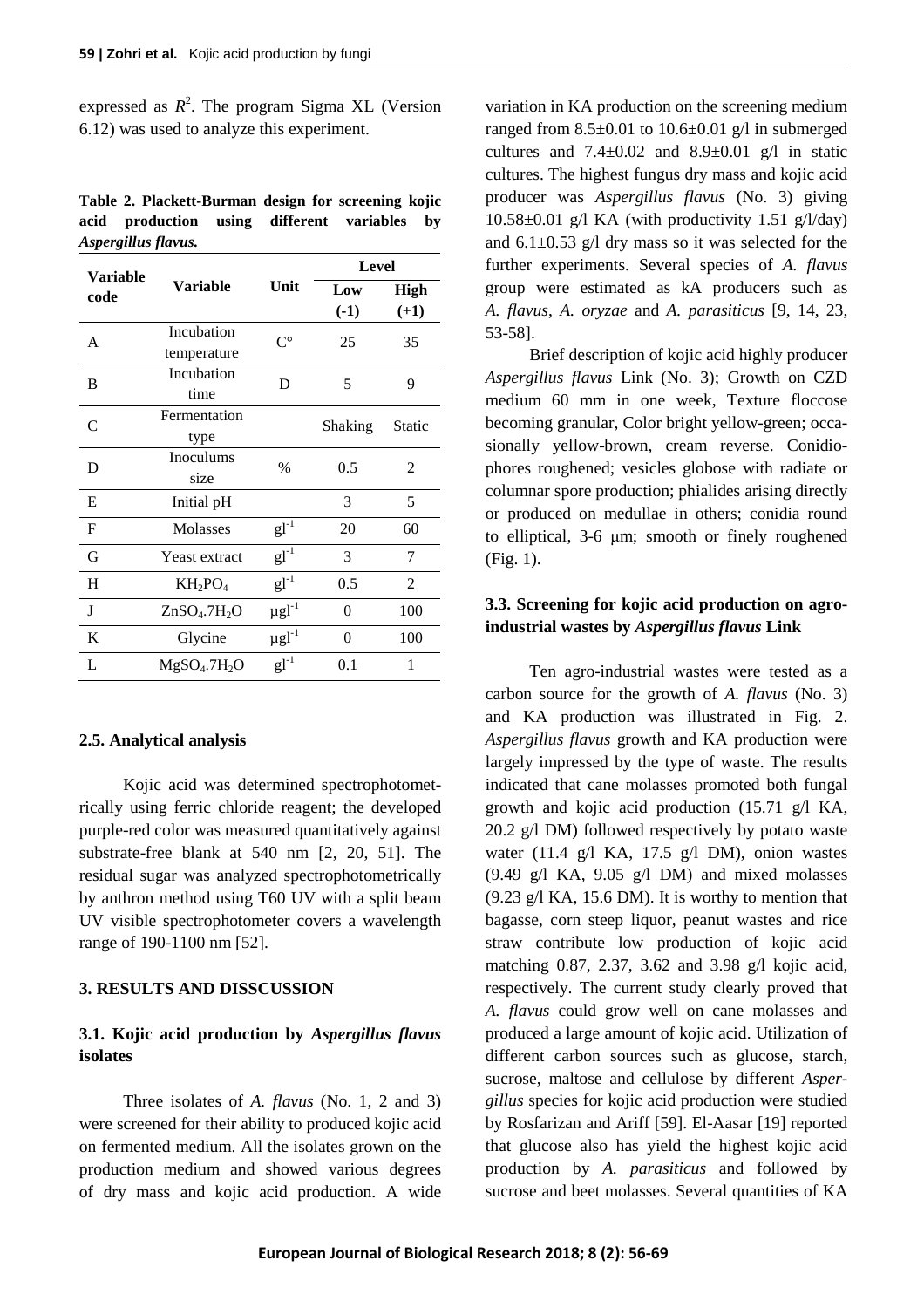expressed as $R^2$. The program Sigma XL (Version 6.12) was used to analyze this experiment.

**Table 2. Plackett-Burman design for screening kojic acid production using different variables by *Aspergillus flavus*.**

| Variable code | Variable | Unit | Level | |
|---|---|---|---|---|
| | | | Low (-1) | High (+1) |
| A | Incubation temperature | C° | 25 | 35 |
| B | Incubation time | D | 5 | 9 |
| C | Fermentation type | | Shaking | Static |
| D | Inoculums size | % | 0.5 | 2 |
| E | Initial pH | | 3 | 5 |
| F | Molasses | $gl^{-1}$ | 20 | 60 |
| G | Yeast extract | $gl^{-1}$ | 3 | 7 |
| H | $KH_2PO_4$ | $gl^{-1}$ | 0.5 | 2 |
| J | $ZnSO_4.7H_2O$ | $\mu gl^{-1}$ | 0 | 100 |
| K | Glycine | $\mu gl^{-1}$ | 0 | 100 |
| L | $MgSO_4.7H_2O$ | $gl^{-1}$ | 0.1 | 1 |

### 2.5. Analytical analysis

Kojic acid was determined spectrophotometrically using ferric chloride reagent; the developed purple-red color was measured quantitatively against substrate-free blank at 540 nm [2, 20, 51]. The residual sugar was analyzed spectrophotometrically by anthron method using T60 UV with a split beam UV visible spectrophotometer covers a wavelength range of 190-1100 nm [52].

## 3. RESULTS AND DISSCUSSION

### 3.1. Kojic acid production by *Aspergillus flavus* isolates

Three isolates of *A. flavus* (No. 1, 2 and 3) were screened for their ability to produced kojic acid on fermented medium. All the isolates grown on the production medium and showed various degrees of dry mass and kojic acid production. A wide variation in KA production on the screening medium ranged from 8.5±0.01 to 10.6±0.01 g/l in submerged cultures and 7.4±0.02 and 8.9±0.01 g/l in static cultures. The highest fungus dry mass and kojic acid producer was *Aspergillus flavus* (No. 3) giving 10.58±0.01 g/l KA (with productivity 1.51 g/l/day) and 6.1±0.53 g/l dry mass so it was selected for the further experiments. Several species of *A. flavus* group were estimated as kA producers such as *A. flavus*, *A. oryzae* and *A. parasiticus* [9, 14, 23, 53-58].

Brief description of kojic acid highly producer *Aspergillus flavus* Link (No. 3); Growth on CZD medium 60 mm in one week, Texture floccose becoming granular, Color bright yellow-green; occasionally yellow-brown, cream reverse. Conidiophores roughened; vesicles globose with radiate or columnar spore production; phialides arising directly or produced on medullae in others; conidia round to elliptical, 3-6 μm; smooth or finely roughened (Fig. 1).

### 3.3. Screening for kojic acid production on agro-industrial wastes by *Aspergillus flavus* Link

Ten agro-industrial wastes were tested as a carbon source for the growth of *A. flavus* (No. 3) and KA production was illustrated in Fig. 2. *Aspergillus flavus* growth and KA production were largely impressed by the type of waste. The results indicated that cane molasses promoted both fungal growth and kojic acid production (15.71 g/l KA, 20.2 g/l DM) followed respectively by potato waste water (11.4 g/l KA, 17.5 g/l DM), onion wastes (9.49 g/l KA, 9.05 g/l DM) and mixed molasses (9.23 g/l KA, 15.6 DM). It is worthy to mention that bagasse, corn steep liquor, peanut wastes and rice straw contribute low production of kojic acid matching 0.87, 2.37, 3.62 and 3.98 g/l kojic acid, respectively. The current study clearly proved that *A. flavus* could grow well on cane molasses and produced a large amount of kojic acid. Utilization of different carbon sources such as glucose, starch, sucrose, maltose and cellulose by different *Aspergillus* species for kojic acid production were studied by Rosfarizan and Ariff [59]. El-Aasar [19] reported that glucose also has yield the highest kojic acid production by *A. parasiticus* and followed by sucrose and beet molasses. Several quantities of KA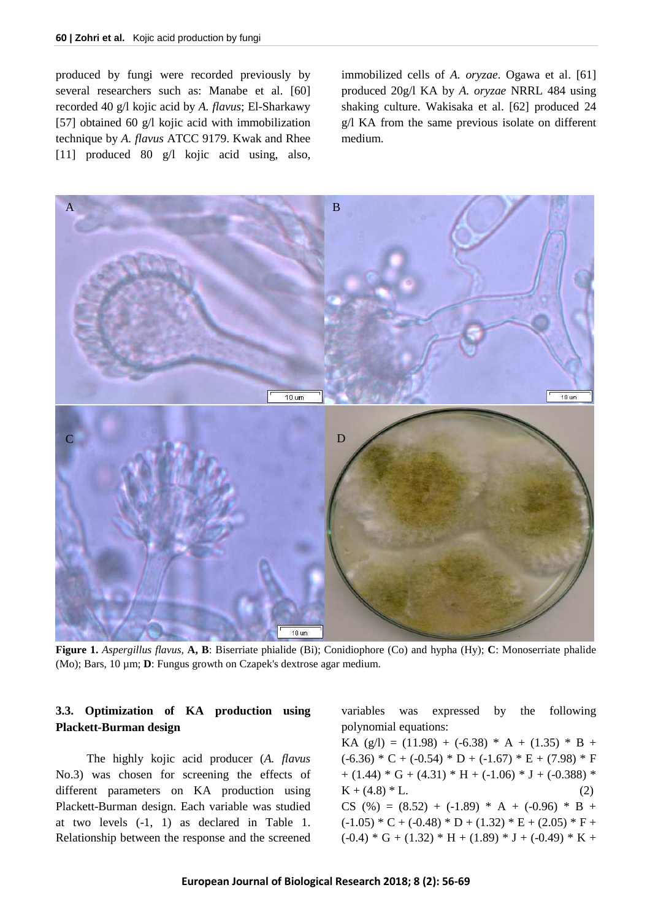produced by fungi were recorded previously by several researchers such as: Manabe et al. [60] recorded 40 g/l kojic acid by *A. flavus*; El-Sharkawy [57] obtained 60 g/l kojic acid with immobilization technique by *A. flavus* ATCC 9179. Kwak and Rhee [11] produced 80 g/l kojic acid using, also, immobilized cells of *A. oryzae*. Ogawa et al. [61] produced 20g/l KA by *A. oryzae* NRRL 484 using shaking culture. Wakisaka et al. [62] produced 24 g/l KA from the same previous isolate on different medium.

**Figure 1.** *Aspergillus flavus*, **A, B**: Biserriate phialide (Bi); Conidiophore (Co) and hypha (Hy); **C**: Monoserriate phalide (Mo); Bars, 10 µm; **D**: Fungus growth on Czapek's dextrose agar medium.

### 3.3. Optimization of KA production using Plackett-Burman design

The highly kojic acid producer (*A. flavus* No.3) was chosen for screening the effects of different parameters on KA production using Plackett-Burman design. Each variable was studied at two levels (-1, 1) as declared in Table 1. Relationship between the response and the screened variables was expressed by the following polynomial equations:

$$\text{KA (g/l)} = (11.98) + (-6.38) * A + (1.35) * B + (-6.36) * C + (-0.54) * D + (-1.67) * E + (7.98) * F + (1.44) * G + (4.31) * H + (-1.06) * J + (-0.388) * K + (4.8) * L. \quad (2)$$

$$\text{CS (\%)} = (8.52) + (-1.89) * A + (-0.96) * B + (-1.05) * C + (-0.48) * D + (1.32) * E + (2.05) * F + (-0.4) * G + (1.32) * H + (1.89) * J + (-0.49) * K +$$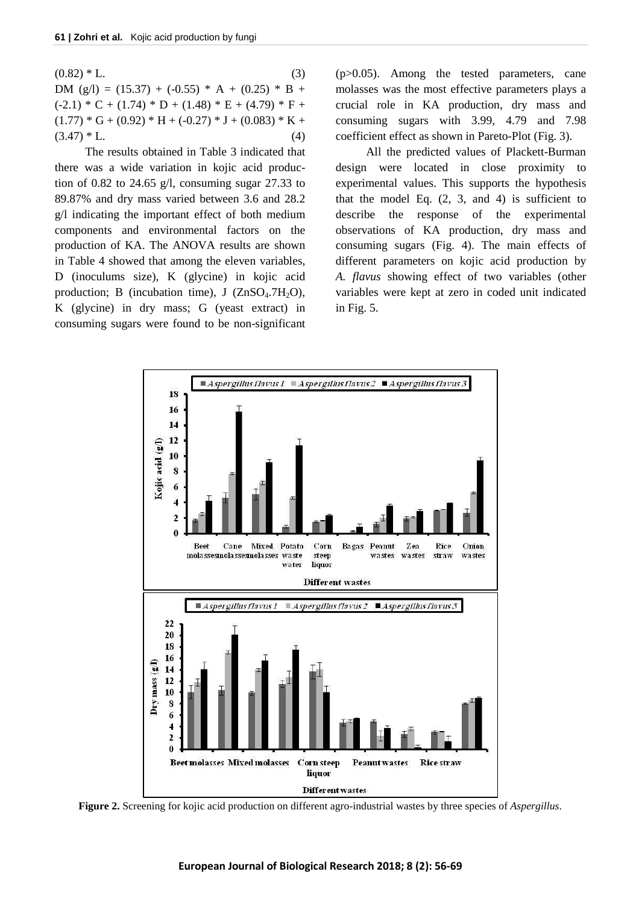$(0.82) * L.$ (3)

$$DM\ (g/l) = (15.37) + (-0.55) * B + (-2.1) * C + (1.74) * D + (1.48) * E + (4.79) * F + (1.77) * G + (0.92) * H + (-0.27) * J + (0.083) * K + (3.47) * L. \quad (4)$$

The results obtained in Table 3 indicated that there was a wide variation in kojic acid production of 0.82 to 24.65 g/l, consuming sugar 27.33 to 89.87% and dry mass varied between 3.6 and 28.2 g/l indicating the important effect of both medium components and environmental factors on the production of KA. The ANOVA results are shown in Table 4 showed that among the eleven variables, D (inoculums size), K (glycine) in kojic acid production; B (incubation time), J ($ZnSO_4.7H_2O$), K (glycine) in dry mass; G (yeast extract) in consuming sugars were found to be non-significant ($p>0.05$). Among the tested parameters, cane molasses was the most effective parameters plays a crucial role in KA production, dry mass and consuming sugars with 3.99, 4.79 and 7.98 coefficient effect as shown in Pareto-Plot (Fig. 3).

All the predicted values of Plackett-Burman design were located in close proximity to experimental values. This supports the hypothesis that the model Eq. (2, 3, and 4) is sufficient to describe the response of the experimental observations of KA production, dry mass and consuming sugars (Fig. 4). The main effects of different parameters on kojic acid production by *A. flavus* showing effect of two variables (other variables were kept at zero in coded unit indicated in Fig. 5.

**Figure 2.** Screening for kojic acid production on different agro-industrial wastes by three species of *Aspergillus*.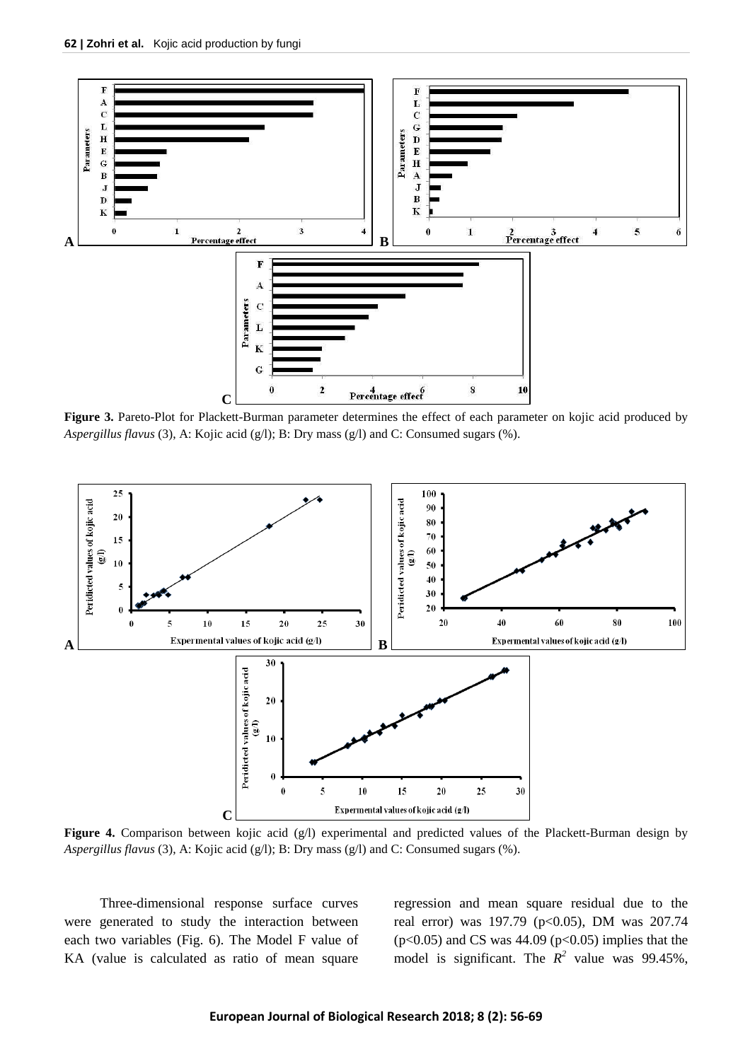**Figure 3.** Pareto-Plot for Plackett-Burman parameter determines the effect of each parameter on kojic acid produced by *Aspergillus flavus* (3), A: Kojic acid (g/l); B: Dry mass (g/l) and C: Consumed sugars (%).

**Figure 4.** Comparison between kojic acid (g/l) experimental and predicted values of the Plackett-Burman design by *Aspergillus flavus* (3), A: Kojic acid (g/l); B: Dry mass (g/l) and C: Consumed sugars (%).

Three-dimensional response surface curves were generated to study the interaction between each two variables (Fig. 6). The Model F value of KA (value is calculated as ratio of mean square regression and mean square residual due to the real error) was 197.79 ($p<0.05$), DM was 207.74 ($p<0.05$) and CS was 44.09 ($p<0.05$) implies that the model is significant. The $R^2$ value was 99.45%,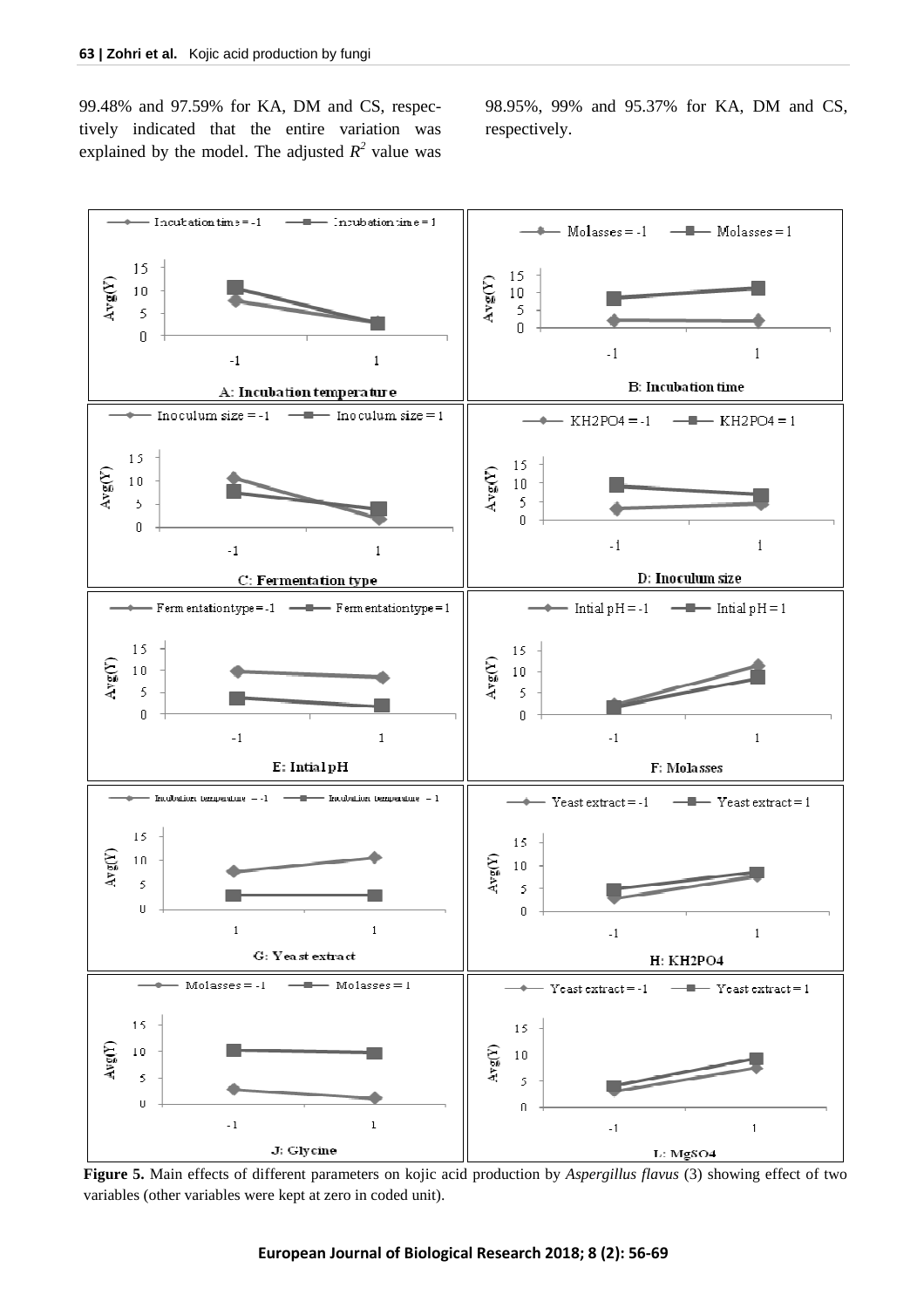99.48% and 97.59% for KA, DM and CS, respectively indicated that the entire variation was explained by the model. The adjusted $R^2$ value was 98.95%, 99% and 95.37% for KA, DM and CS, respectively.

**Figure 5.** Main effects of different parameters on kojic acid production by *Aspergillus flavus* (3) showing effect of two variables (other variables were kept at zero in coded unit).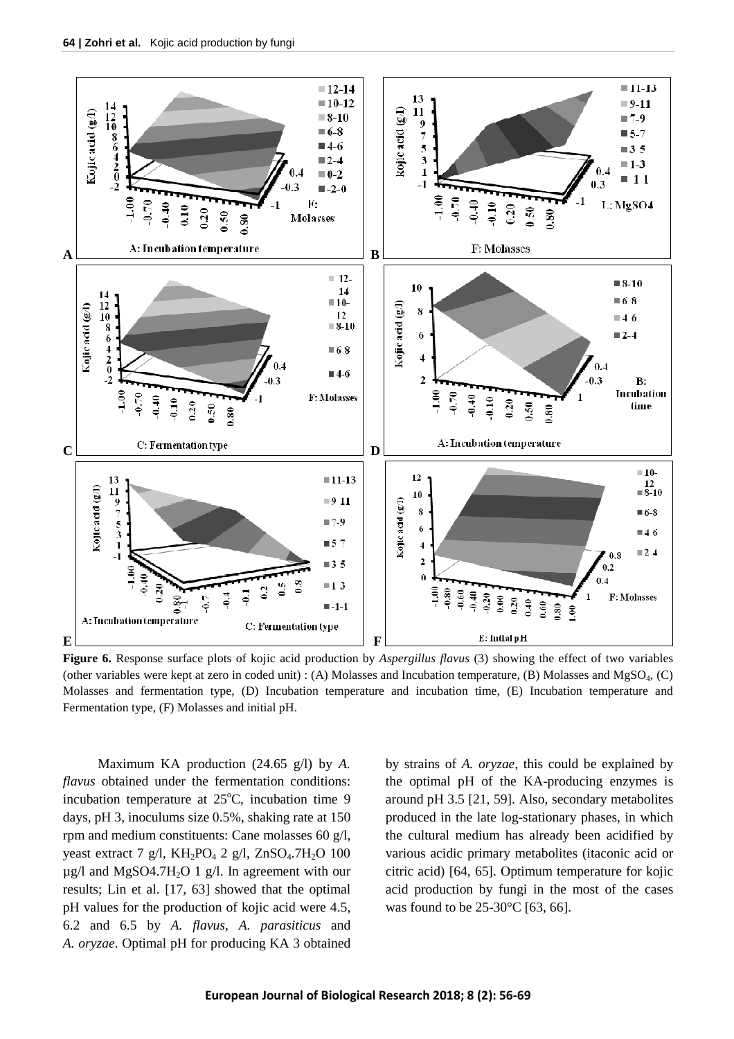**Figure 6.** Response surface plots of kojic acid production by *Aspergillus flavus* (3) showing the effect of two variables (other variables were kept at zero in coded unit) : (A) Molasses and Incubation temperature, (B) Molasses and $MgSO_4$, (C) Molasses and fermentation type, (D) Incubation temperature and incubation time, (E) Incubation temperature and Fermentation type, (F) Molasses and initial pH.

Maximum KA production (24.65 g/l) by *A. flavus* obtained under the fermentation conditions: incubation temperature at 25°C, incubation time 9 days, pH 3, inoculums size 0.5%, shaking rate at 150 rpm and medium constituents: Cane molasses 60 g/l, yeast extract 7 g/l, $KH_2PO_4$ 2 g/l, $ZnSO_4.7H_2O$ 100 µg/l and $MgSO4.7H_2O$ 1 g/l. In agreement with our results; Lin et al. [17, 63] showed that the optimal pH values for the production of kojic acid were 4.5, 6.2 and 6.5 by *A. flavus*, *A. parasiticus* and *A. oryzae*. Optimal pH for producing KA 3 obtained by strains of *A. oryzae*, this could be explained by the optimal pH of the KA-producing enzymes is around pH 3.5 [21, 59]. Also, secondary metabolites produced in the late log-stationary phases, in which the cultural medium has already been acidified by various acidic primary metabolites (itaconic acid or citric acid) [64, 65]. Optimum temperature for kojic acid production by fungi in the most of the cases was found to be 25-30°C [63, 66].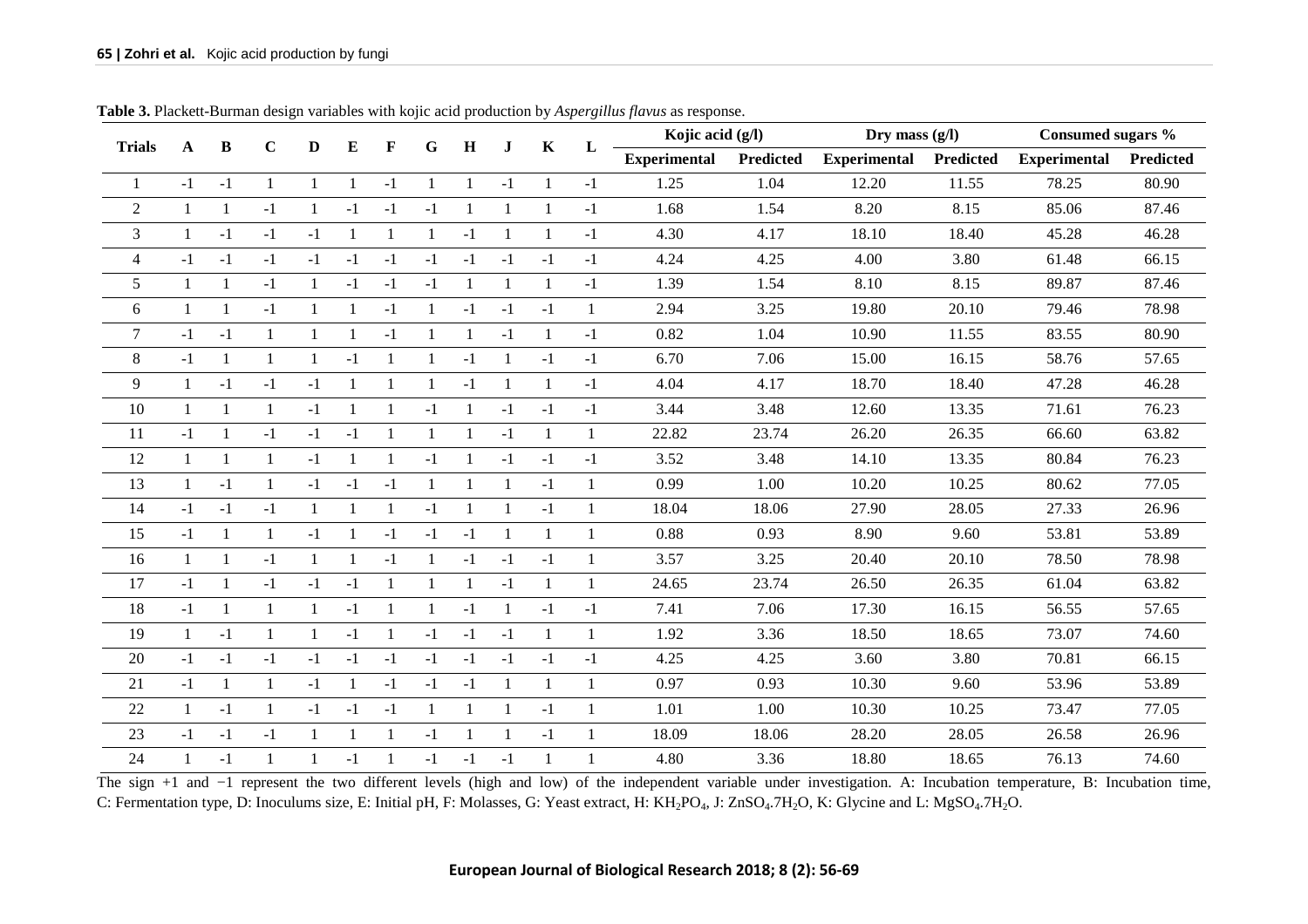**Table 3.** Plackett-Burman design variables with kojic acid production by *Aspergillus flavus* as response.

| Trials | A | B | C | D | E | F | G | H | J | K | L | Kojic acid (g/l) | | Dry mass (g/l) | | Consumed sugars % | |
|---|---|---|---|---|---|---|---|---|---|---|---|---|---|---|---|---|---|
| | | | | | | | | | | | | Experimental | Predicted | Experimental | Predicted | Experimental | Predicted |
| 1 | -1 | -1 | 1 | 1 | 1 | -1 | 1 | 1 | -1 | 1 | -1 | 1.25 | 1.04 | 12.20 | 11.55 | 78.25 | 80.90 |
| 2 | 1 | 1 | -1 | 1 | -1 | -1 | -1 | 1 | 1 | 1 | -1 | 1.68 | 1.54 | 8.20 | 8.15 | 85.06 | 87.46 |
| 3 | 1 | -1 | -1 | -1 | 1 | 1 | 1 | -1 | 1 | 1 | -1 | 4.30 | 4.17 | 18.10 | 18.40 | 45.28 | 46.28 |
| 4 | -1 | -1 | -1 | -1 | -1 | -1 | -1 | -1 | -1 | -1 | -1 | 4.24 | 4.25 | 4.00 | 3.80 | 61.48 | 66.15 |
| 5 | 1 | 1 | -1 | 1 | -1 | -1 | -1 | 1 | 1 | 1 | -1 | 1.39 | 1.54 | 8.10 | 8.15 | 89.87 | 87.46 |
| 6 | 1 | 1 | -1 | 1 | 1 | -1 | 1 | -1 | -1 | -1 | 1 | 2.94 | 3.25 | 19.80 | 20.10 | 79.46 | 78.98 |
| 7 | -1 | -1 | 1 | 1 | 1 | -1 | 1 | 1 | -1 | 1 | -1 | 0.82 | 1.04 | 10.90 | 11.55 | 83.55 | 80.90 |
| 8 | -1 | 1 | 1 | 1 | -1 | 1 | 1 | -1 | 1 | -1 | -1 | 6.70 | 7.06 | 15.00 | 16.15 | 58.76 | 57.65 |
| 9 | 1 | -1 | -1 | -1 | 1 | 1 | 1 | -1 | 1 | 1 | -1 | 4.04 | 4.17 | 18.70 | 18.40 | 47.28 | 46.28 |
| 10 | 1 | 1 | 1 | -1 | 1 | 1 | -1 | 1 | -1 | -1 | -1 | 3.44 | 3.48 | 12.60 | 13.35 | 71.61 | 76.23 |
| 11 | -1 | 1 | -1 | -1 | -1 | 1 | 1 | 1 | -1 | 1 | 1 | 22.82 | 23.74 | 26.20 | 26.35 | 66.60 | 63.82 |
| 12 | 1 | 1 | 1 | -1 | 1 | 1 | -1 | 1 | -1 | -1 | -1 | 3.52 | 3.48 | 14.10 | 13.35 | 80.84 | 76.23 |
| 13 | 1 | -1 | 1 | -1 | -1 | -1 | 1 | 1 | 1 | -1 | 1 | 0.99 | 1.00 | 10.20 | 10.25 | 80.62 | 77.05 |
| 14 | -1 | -1 | -1 | 1 | 1 | 1 | -1 | 1 | 1 | -1 | 1 | 18.04 | 18.06 | 27.90 | 28.05 | 27.33 | 26.96 |
| 15 | -1 | 1 | 1 | -1 | 1 | -1 | -1 | -1 | 1 | 1 | 1 | 0.88 | 0.93 | 8.90 | 9.60 | 53.81 | 53.89 |
| 16 | 1 | 1 | -1 | 1 | 1 | -1 | 1 | -1 | -1 | -1 | 1 | 3.57 | 3.25 | 20.40 | 20.10 | 78.50 | 78.98 |
| 17 | -1 | 1 | -1 | -1 | -1 | 1 | 1 | 1 | -1 | 1 | 1 | 24.65 | 23.74 | 26.50 | 26.35 | 61.04 | 63.82 |
| 18 | -1 | 1 | 1 | 1 | -1 | 1 | 1 | -1 | 1 | -1 | -1 | 7.41 | 7.06 | 17.30 | 16.15 | 56.55 | 57.65 |
| 19 | 1 | -1 | 1 | 1 | -1 | 1 | -1 | -1 | -1 | 1 | 1 | 1.92 | 3.36 | 18.50 | 18.65 | 73.07 | 74.60 |
| 20 | -1 | -1 | -1 | -1 | -1 | -1 | -1 | -1 | -1 | -1 | -1 | 4.25 | 4.25 | 3.60 | 3.80 | 70.81 | 66.15 |
| 21 | -1 | 1 | 1 | -1 | 1 | -1 | -1 | -1 | 1 | 1 | 1 | 0.97 | 0.93 | 10.30 | 9.60 | 53.96 | 53.89 |
| 22 | 1 | -1 | 1 | -1 | -1 | -1 | 1 | 1 | 1 | -1 | 1 | 1.01 | 1.00 | 10.30 | 10.25 | 73.47 | 77.05 |
| 23 | -1 | -1 | -1 | 1 | 1 | 1 | -1 | 1 | 1 | -1 | 1 | 18.09 | 18.06 | 28.20 | 28.05 | 26.58 | 26.96 |
| 24 | 1 | -1 | 1 | 1 | -1 | 1 | -1 | -1 | -1 | 1 | 1 | 4.80 | 3.36 | 18.80 | 18.65 | 76.13 | 74.60 |

The sign +1 and −1 represent the two different levels (high and low) of the independent variable under investigation. A: Incubation temperature, B: Incubation time, C: Fermentation type, D: Inoculums size, E: Initial pH, F: Molasses, G: Yeast extract, H: $KH_2PO_4$, J: $ZnSO_4.7H_2O$, K: Glycine and L: $MgSO_4.7H_2O$.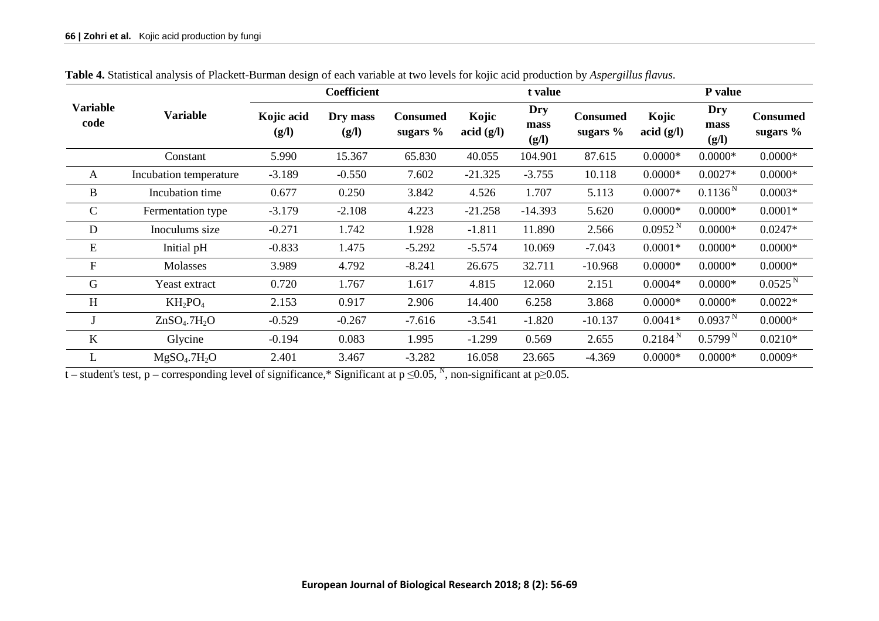**Table 4.** Statistical analysis of Plackett-Burman design of each variable at two levels for kojic acid production by *Aspergillus flavus*.

| Variable code | Variable | Coefficient | | | t value | | | P value | | |
|---|---|---|---|---|---|---|---|---|---|---|
| | | Kojic acid (g/l) | Dry mass (g/l) | Consumed sugars % | Kojic acid (g/l) | Dry mass (g/l) | Consumed sugars % | Kojic acid (g/l) | Dry mass (g/l) | Consumed sugars % |
| | Constant | 5.990 | 15.367 | 65.830 | 40.055 | 104.901 | 87.615 | 0.0000* | 0.0000* | 0.0000* |
| A | Incubation temperature | -3.189 | -0.550 | 7.602 | -21.325 | -3.755 | 10.118 | 0.0000* | 0.0027* | 0.0000* |
| B | Incubation time | 0.677 | 0.250 | 3.842 | 4.526 | 1.707 | 5.113 | 0.0007* | 0.1136 N | 0.0003* |
| C | Fermentation type | -3.179 | -2.108 | 4.223 | -21.258 | -14.393 | 5.620 | 0.0000* | 0.0000* | 0.0001* |
| D | Inoculums size | -0.271 | 1.742 | 1.928 | -1.811 | 11.890 | 2.566 | 0.0952 N | 0.0000* | 0.0247* |
| E | Initial pH | -0.833 | 1.475 | -5.292 | -5.574 | 10.069 | -7.043 | 0.0001* | 0.0000* | 0.0000* |
| F | Molasses | 3.989 | 4.792 | -8.241 | 26.675 | 32.711 | -10.968 | 0.0000* | 0.0000* | 0.0000* |
| G | Yeast extract | 0.720 | 1.767 | 1.617 | 4.815 | 12.060 | 2.151 | 0.0004* | 0.0000* | 0.0525 N |
| H | $KH_2PO_4$ | 2.153 | 0.917 | 2.906 | 14.400 | 6.258 | 3.868 | 0.0000* | 0.0000* | 0.0022* |
| J | $ZnSO_4.7H_2O$ | -0.529 | -0.267 | -7.616 | -3.541 | -1.820 | -10.137 | 0.0041* | 0.0937 N | 0.0000* |
| K | Glycine | -0.194 | 0.083 | 1.995 | -1.299 | 0.569 | 2.655 | 0.2184 N | 0.5799 N | 0.0210* |
| L | $MgSO_4.7H_2O$ | 2.401 | 3.467 | -3.282 | 16.058 | 23.665 | -4.369 | 0.0000* | 0.0000* | 0.0009* |

t – student's test, p – corresponding level of significance,* Significant at $p \leq 0.05$, N, non-significant at $p \geq 0.05$.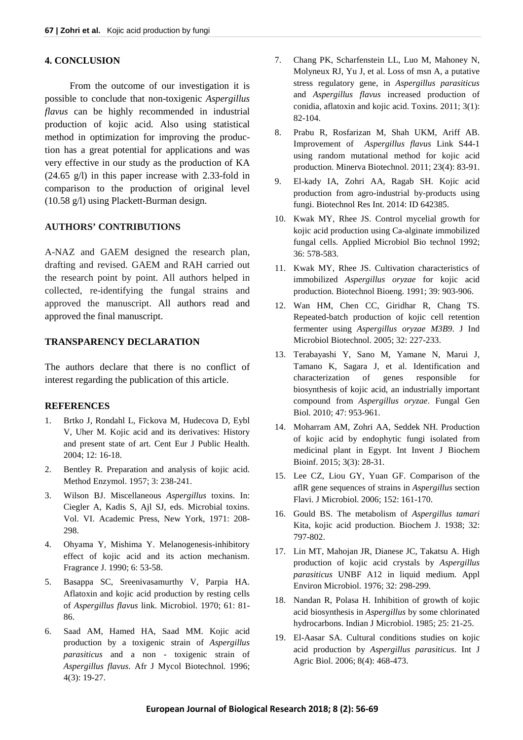## 4. CONCLUSION

From the outcome of our investigation it is possible to conclude that non-toxigenic *Aspergillus flavus* can be highly recommended in industrial production of kojic acid. Also using statistical method in optimization for improving the production has a great potential for applications and was very effective in our study as the production of KA (24.65 g/l) in this paper increase with 2.33-fold in comparison to the production of original level (10.58 g/l) using Plackett-Burman design.

## AUTHORS' CONTRIBUTIONS

A-NAZ and GAEM designed the research plan, drafting and revised. GAEM and RAH carried out the research point by point. All authors helped in collected, re-identifying the fungal strains and approved the manuscript. All authors read and approved the final manuscript.

## TRANSPARENCY DECLARATION

The authors declare that there is no conflict of interest regarding the publication of this article.

## REFERENCES

1. Brtko J, Rondahl L, Fickova M, Hudecova D, Eybl V, Uher M. Kojic acid and its derivatives: History and present state of art. Cent Eur J Public Health. 2004; 12: 16-18.
2. Bentley R. Preparation and analysis of kojic acid. Method Enzymol. 1957; 3: 238-241.
3. Wilson BJ. Miscellaneous *Aspergillus* toxins. In: Ciegler A, Kadis S, Ajl SJ, eds. Microbial toxins. Vol. VI. Academic Press, New York, 1971: 208-298.
4. Ohyama Y, Mishima Y. Melanogenesis-inhibitory effect of kojic acid and its action mechanism. Fragrance J. 1990; 6: 53-58.
5. Basappa SC, Sreenivasamurthy V, Parpia HA. Aflatoxin and kojic acid production by resting cells of *Aspergillus flavus* link. Microbiol. 1970; 61: 81-86.
6. Saad AM, Hamed HA, Saad MM. Kojic acid production by a toxigenic strain of *Aspergillus parasiticus* and a non - toxigenic strain of *Aspergillus flavus*. Afr J Mycol Biotechnol. 1996; 4(3): 19-27.
7. Chang PK, Scharfenstein LL, Luo M, Mahoney N, Molyneux RJ, Yu J, et al. Loss of msn A, a putative stress regulatory gene, in *Aspergillus parasiticus* and *Aspergillus flavus* increased production of conidia, aflatoxin and kojic acid. Toxins. 2011; 3(1): 82-104.
8. Prabu R, Rosfarizan M, Shah UKM, Ariff AB. Improvement of *Aspergillus flavus* Link S44-1 using random mutational method for kojic acid production. Minerva Biotechnol. 2011; 23(4): 83-91.
9. El-kady IA, Zohri AA, Ragab SH. Kojic acid production from agro-industrial by-products using fungi. Biotechnol Res Int. 2014: ID 642385.
10. Kwak MY, Rhee JS. Control mycelial growth for kojic acid production using Ca-alginate immobilized fungal cells. Applied Microbiol Bio technol 1992; 36: 578-583.
11. Kwak MY, Rhee JS. Cultivation characteristics of immobilized *Aspergillus oryzae* for kojic acid production. Biotechnol Bioeng. 1991; 39: 903-906.
12. Wan HM, Chen CC, Giridhar R, Chang TS. Repeated-batch production of kojic cell retention fermenter using *Aspergillus oryzae M3B9*. J Ind Microbiol Biotechnol. 2005; 32: 227-233.
13. Terabayashi Y, Sano M, Yamane N, Marui J, Tamano K, Sagara J, et al. Identification and characterization of genes responsible for biosynthesis of kojic acid, an industrially important compound from *Aspergillus oryzae*. Fungal Gen Biol. 2010; 47: 953-961.
14. Moharram AM, Zohri AA, Seddek NH. Production of kojic acid by endophytic fungi isolated from medicinal plant in Egypt. Int Invent J Biochem Bioinf. 2015; 3(3): 28-31.
15. Lee CZ, Liou GY, Yuan GF. Comparison of the aflR gene sequences of strains in *Aspergillus* section Flavi. J Microbiol. 2006; 152: 161-170.
16. Gould BS. The metabolism of *Aspergillus tamari* Kita, kojic acid production. Biochem J. 1938; 32: 797-802.
17. Lin MT, Mahojan JR, Dianese JC, Takatsu A. High production of kojic acid crystals by *Aspergillus parasiticus* UNBF A12 in liquid medium. Appl Environ Microbiol. 1976; 32: 298-299.
18. Nandan R, Polasa H. Inhibition of growth of kojic acid biosynthesis in *Aspergillus* by some chlorinated hydrocarbons. Indian J Microbiol. 1985; 25: 21-25.
19. El-Aasar SA. Cultural conditions studies on kojic acid production by *Aspergillus parasiticus*. Int J Agric Biol. 2006; 8(4): 468-473.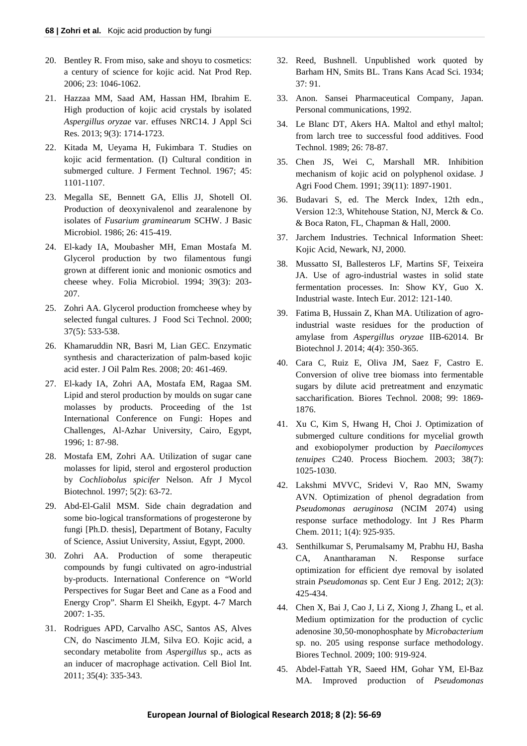20. Bentley R. From miso, sake and shoyu to cosmetics: a century of science for kojic acid. Nat Prod Rep. 2006; 23: 1046-1062.
21. Hazzaa MM, Saad AM, Hassan HM, Ibrahim E. High production of kojic acid crystals by isolated *Aspergillus oryzae* var. effuses NRC14. J Appl Sci Res. 2013; 9(3): 1714-1723.
22. Kitada M, Ueyama H, Fukimbara T. Studies on kojic acid fermentation. (I) Cultural condition in submerged culture. J Ferment Technol. 1967; 45: 1101-1107.
23. Megalla SE, Bennett GA, Ellis JJ, Shotell OI. Production of deoxynivalenol and zearalenone by isolates of *Fusarium graminearum* SCHW. J Basic Microbiol. 1986; 26: 415-419.
24. El-kady IA, Moubasher MH, Eman Mostafa M. Glycerol production by two filamentous fungi grown at different ionic and monionic osmotics and cheese whey. Folia Microbiol. 1994; 39(3): 203-207.
25. Zohri AA. Glycerol production fromcheese whey by selected fungal cultures. J Food Sci Technol. 2000; 37(5): 533-538.
26. Khamaruddin NR, Basri M, Lian GEC. Enzymatic synthesis and characterization of palm-based kojic acid ester. J Oil Palm Res. 2008; 20: 461-469.
27. El-kady IA, Zohri AA, Mostafa EM, Ragaa SM. Lipid and sterol production by moulds on sugar cane molasses by products. Proceeding of the 1st International Conference on Fungi: Hopes and Challenges, Al-Azhar University, Cairo, Egypt, 1996; 1: 87-98.
28. Mostafa EM, Zohri AA. Utilization of sugar cane molasses for lipid, sterol and ergosterol production by *Cochliobolus spicifer* Nelson. Afr J Mycol Biotechnol. 1997; 5(2): 63-72.
29. Abd-El-Galil MSM. Side chain degradation and some bio-logical transformations of progesterone by fungi [Ph.D. thesis], Department of Botany, Faculty of Science, Assiut University, Assiut, Egypt, 2000.
30. Zohri AA. Production of some therapeutic compounds by fungi cultivated on agro-industrial by-products. International Conference on "World Perspectives for Sugar Beet and Cane as a Food and Energy Crop". Sharm El Sheikh, Egypt. 4-7 March 2007: 1-35.
31. Rodrigues APD, Carvalho ASC, Santos AS, Alves CN, do Nascimento JLM, Silva EO. Kojic acid, a secondary metabolite from *Aspergillus* sp., acts as an inducer of macrophage activation. Cell Biol Int. 2011; 35(4): 335-343.
32. Reed, Bushnell. Unpublished work quoted by Barham HN, Smits BL. Trans Kans Acad Sci. 1934; 37: 91.
33. Anon. Sansei Pharmaceutical Company, Japan. Personal communications, 1992.
34. Le Blanc DT, Akers HA. Maltol and ethyl maltol; from larch tree to successful food additives. Food Technol. 1989; 26: 78-87.
35. Chen JS, Wei C, Marshall MR. Inhibition mechanism of kojic acid on polyphenol oxidase. J Agri Food Chem. 1991; 39(11): 1897-1901.
36. Budavari S, ed. The Merck Index, 12th edn., Version 12:3, Whitehouse Station, NJ, Merck & Co. & Boca Raton, FL, Chapman & Hall, 2000.
37. Jarchem Industries. Technical Information Sheet: Kojic Acid, Newark, NJ, 2000.
38. Mussatto SI, Ballesteros LF, Martins SF, Teixeira JA. Use of agro-industrial wastes in solid state fermentation processes. In: Show KY, Guo X. Industrial waste. Intech Eur. 2012: 121-140.
39. Fatima B, Hussain Z, Khan MA. Utilization of agro-industrial waste residues for the production of amylase from *Aspergillus oryzae* IIB-62014. Br Biotechnol J. 2014; 4(4): 350-365.
40. Cara C, Ruiz E, Oliva JM, Saez F, Castro E. Conversion of olive tree biomass into fermentable sugars by dilute acid pretreatment and enzymatic saccharification. Biores Technol. 2008; 99: 1869-1876.
41. Xu C, Kim S, Hwang H, Choi J. Optimization of submerged culture conditions for mycelial growth and exobiopolymer production by *Paecilomyces tenuipes* C240. Process Biochem. 2003; 38(7): 1025-1030.
42. Lakshmi MVVC, Sridevi V, Rao MN, Swamy AVN. Optimization of phenol degradation from *Pseudomonas aeruginosa* (NCIM 2074) using response surface methodology. Int J Res Pharm Chem. 2011; 1(4): 925-935.
43. Senthilkumar S, Perumalsamy M, Prabhu HJ, Basha CA, Anantharaman N. Response surface optimization for efficient dye removal by isolated strain *Pseudomonas* sp. Cent Eur J Eng. 2012; 2(3): 425-434.
44. Chen X, Bai J, Cao J, Li Z, Xiong J, Zhang L, et al. Medium optimization for the production of cyclic adenosine 30,50-monophosphate by *Microbacterium* sp. no. 205 using response surface methodology. Biores Technol. 2009; 100: 919-924.
45. Abdel-Fattah YR, Saeed HM, Gohar YM, El-Baz MA. Improved production of *Pseudomonas*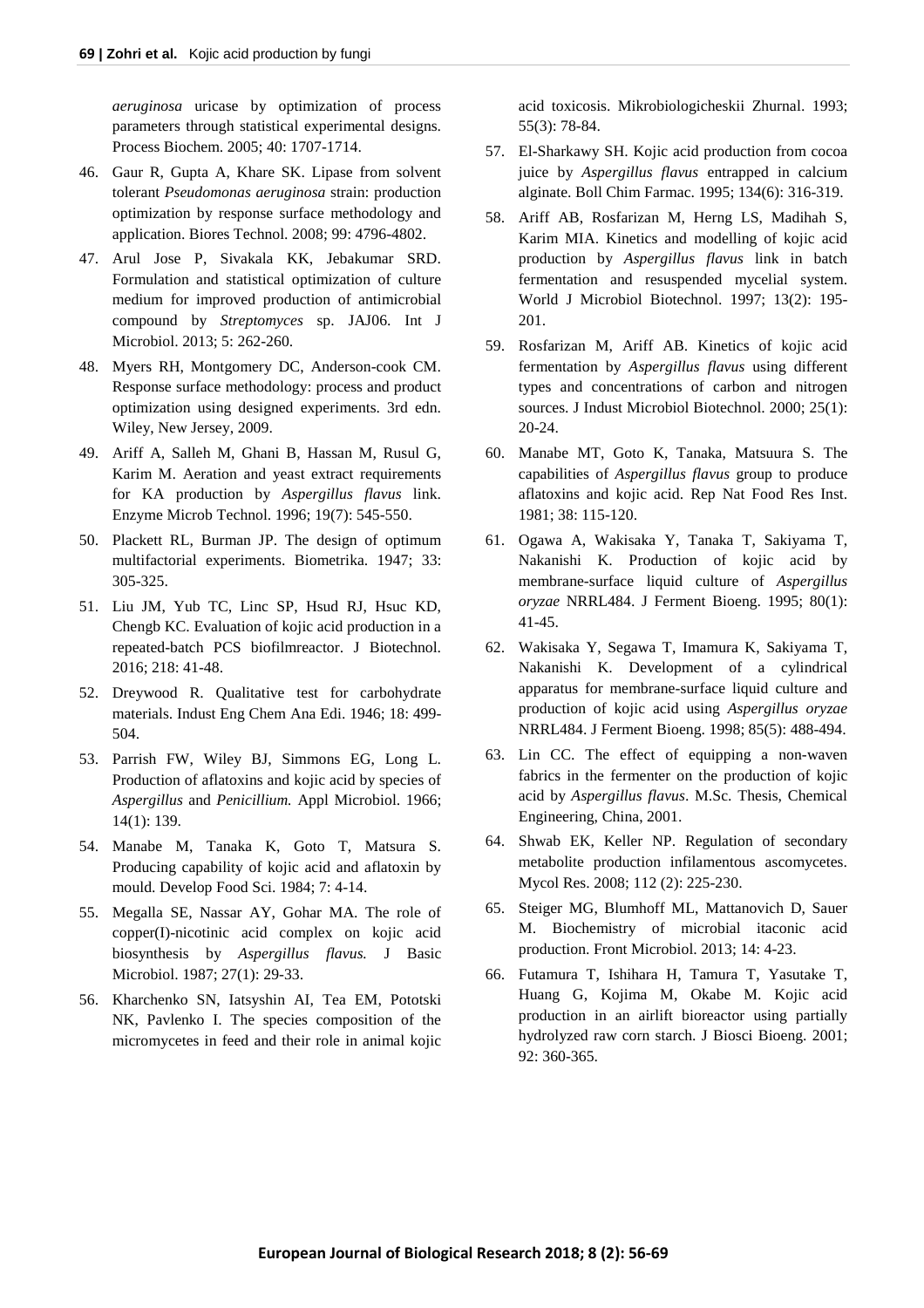*aeruginosa* uricase by optimization of process parameters through statistical experimental designs. Process Biochem. 2005; 40: 1707-1714.

46. Gaur R, Gupta A, Khare SK. Lipase from solvent tolerant *Pseudomonas aeruginosa* strain: production optimization by response surface methodology and application. Biores Technol. 2008; 99: 4796-4802.
47. Arul Jose P, Sivakala KK, Jebakumar SRD. Formulation and statistical optimization of culture medium for improved production of antimicrobial compound by *Streptomyces* sp. JAJ06. Int J Microbiol. 2013; 5: 262-260.
48. Myers RH, Montgomery DC, Anderson-cook CM. Response surface methodology: process and product optimization using designed experiments. 3rd edn. Wiley, New Jersey, 2009.
49. Ariff A, Salleh M, Ghani B, Hassan M, Rusul G, Karim M. Aeration and yeast extract requirements for KA production by *Aspergillus flavus* link. Enzyme Microb Technol. 1996; 19(7): 545-550.
50. Plackett RL, Burman JP. The design of optimum multifactorial experiments. Biometrika. 1947; 33: 305-325.
51. Liu JM, Yub TC, Linc SP, Hsud RJ, Hsuc KD, Chengb KC. Evaluation of kojic acid production in a repeated-batch PCS biofilmreactor. J Biotechnol. 2016; 218: 41-48.
52. Dreywood R. Qualitative test for carbohydrate materials. Indust Eng Chem Ana Edi. 1946; 18: 499-504.
53. Parrish FW, Wiley BJ, Simmons EG, Long L. Production of aflatoxins and kojic acid by species of *Aspergillus* and *Penicillium.* Appl Microbiol. 1966; 14(1): 139.
54. Manabe M, Tanaka K, Goto T, Matsura S. Producing capability of kojic acid and aflatoxin by mould. Develop Food Sci. 1984; 7: 4-14.
55. Megalla SE, Nassar AY, Gohar MA. The role of copper(I)-nicotinic acid complex on kojic acid biosynthesis by *Aspergillus flavus.* J Basic Microbiol. 1987; 27(1): 29-33.
56. Kharchenko SN, Iatsyshin AI, Tea EM, Pototski NK, Pavlenko I. The species composition of the micromycetes in feed and their role in animal kojic acid toxicosis. Mikrobiologicheskii Zhurnal. 1993; 55(3): 78-84.
57. El-Sharkawy SH. Kojic acid production from cocoa juice by *Aspergillus flavus* entrapped in calcium alginate. Boll Chim Farmac. 1995; 134(6): 316-319.
58. Ariff AB, Rosfarizan M, Herng LS, Madihah S, Karim MIA. Kinetics and modelling of kojic acid production by *Aspergillus flavus* link in batch fermentation and resuspended mycelial system. World J Microbiol Biotechnol. 1997; 13(2): 195-201.
59. Rosfarizan M, Ariff AB. Kinetics of kojic acid fermentation by *Aspergillus flavus* using different types and concentrations of carbon and nitrogen sources. J Indust Microbiol Biotechnol. 2000; 25(1): 20-24.
60. Manabe MT, Goto K, Tanaka, Matsuura S. The capabilities of *Aspergillus flavus* group to produce aflatoxins and kojic acid. Rep Nat Food Res Inst. 1981; 38: 115-120.
61. Ogawa A, Wakisaka Y, Tanaka T, Sakiyama T, Nakanishi K. Production of kojic acid by membrane-surface liquid culture of *Aspergillus oryzae* NRRL484. J Ferment Bioeng. 1995; 80(1): 41-45.
62. Wakisaka Y, Segawa T, Imamura K, Sakiyama T, Nakanishi K. Development of a cylindrical apparatus for membrane-surface liquid culture and production of kojic acid using *Aspergillus oryzae* NRRL484. J Ferment Bioeng. 1998; 85(5): 488-494.
63. Lin CC. The effect of equipping a non-waven fabrics in the fermenter on the production of kojic acid by *Aspergillus flavus*. M.Sc. Thesis, Chemical Engineering, China, 2001.
64. Shwab EK, Keller NP. Regulation of secondary metabolite production infilamentous ascomycetes. Mycol Res. 2008; 112 (2): 225-230.
65. Steiger MG, Blumhoff ML, Mattanovich D, Sauer M. Biochemistry of microbial itaconic acid production. Front Microbiol. 2013; 14: 4-23.
66. Futamura T, Ishihara H, Tamura T, Yasutake T, Huang G, Kojima M, Okabe M. Kojic acid production in an airlift bioreactor using partially hydrolyzed raw corn starch. J Biosci Bioeng. 2001; 92: 360-365.